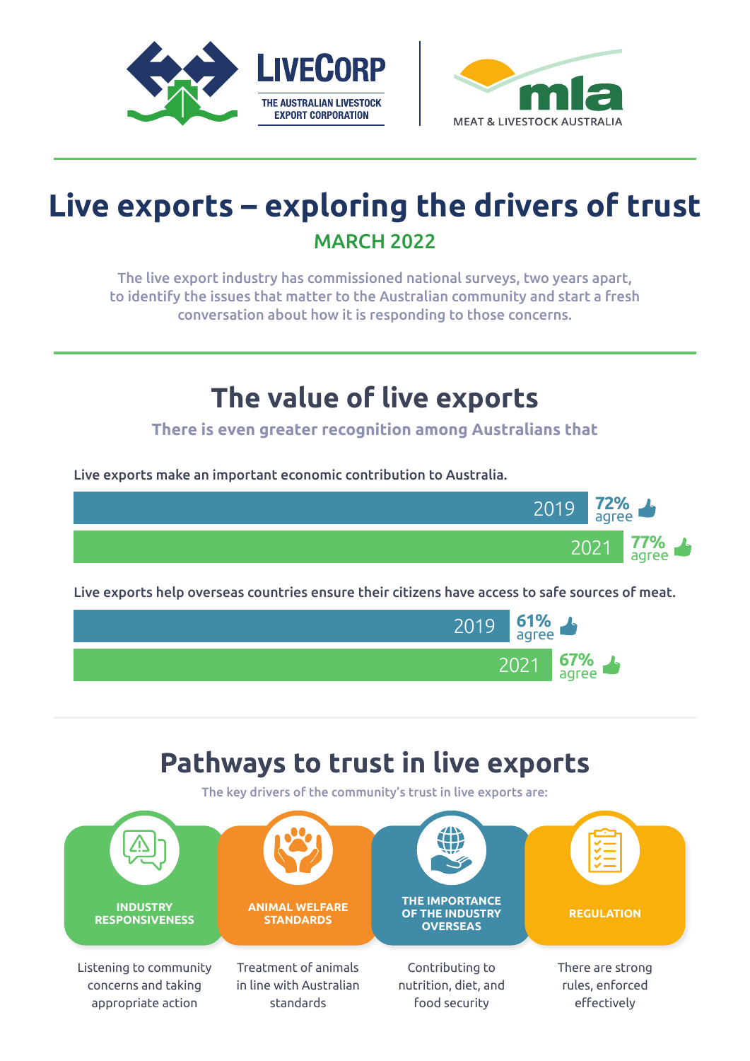LIVECORP
THE AUSTRALIAN LIVESTOCK EXPORT CORPORATION

mla
MEAT & LIVESTOCK AUSTRALIA

# Live exports – exploring the drivers of trust

**MARCH 2022**

The live export industry has commissioned national surveys, two years apart, to identify the issues that matter to the Australian community and start a fresh conversation about how it is responding to those concerns.

## The value of live exports

**There is even greater recognition among Australians that**

Live exports make an important economic contribution to Australia.

| Year | Agree |
|---|---|
| 2019 | 72% agree |
| 2021 | 77% agree |

Live exports help overseas countries ensure their citizens have access to safe sources of meat.

| Year | Agree |
|---|---|
| 2019 | 61% agree |
| 2021 | 67% agree |

## Pathways to trust in live exports

The key drivers of the community's trust in live exports are:

- **INDUSTRY RESPONSIVENESS** – Listening to community concerns and taking appropriate action
- **ANIMAL WELFARE STANDARDS** – Treatment of animals in line with Australian standards
- **THE IMPORTANCE OF THE INDUSTRY OVERSEAS** – Contributing to nutrition, diet, and food security
- **REGULATION** – There are strong rules, enforced effectively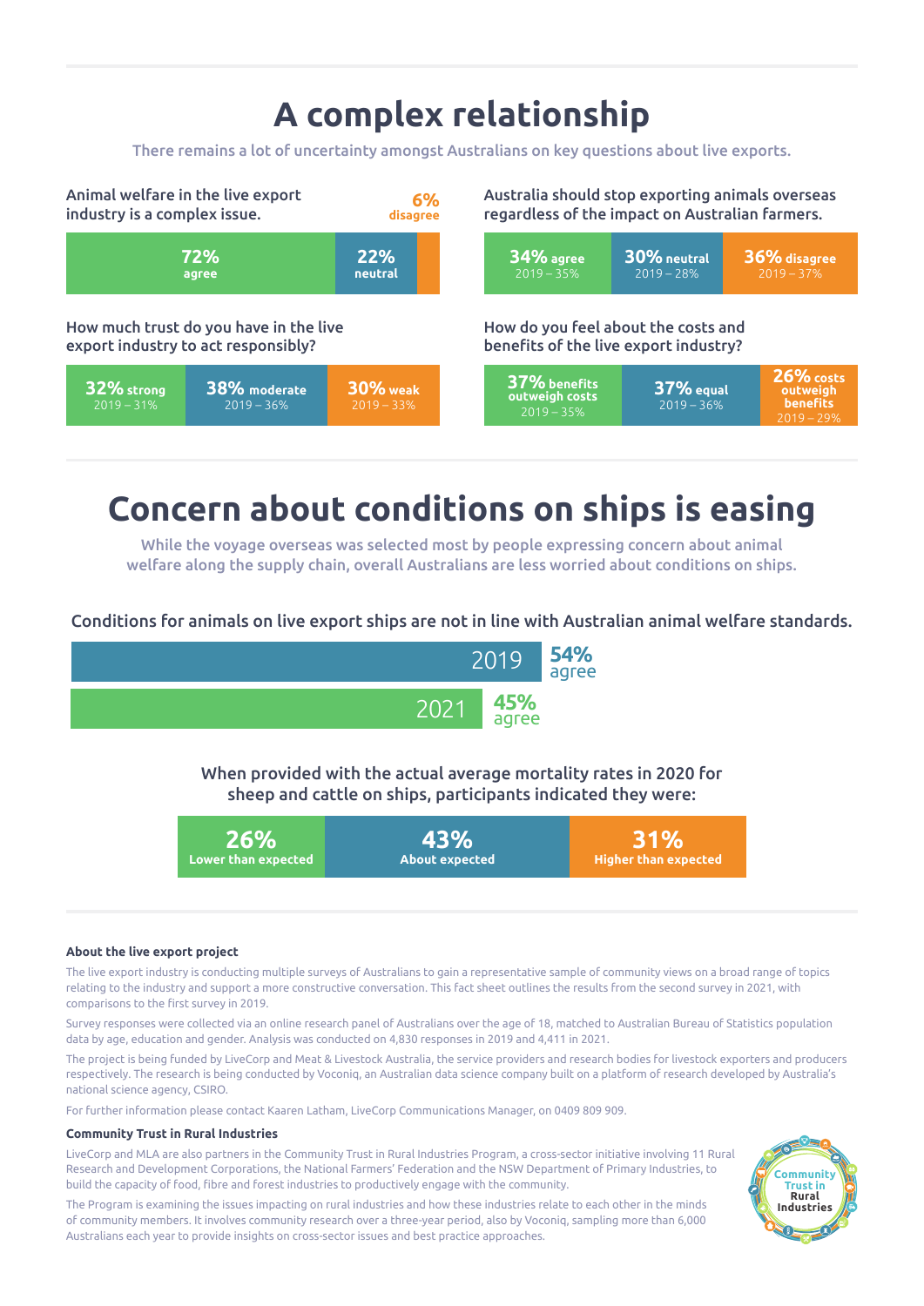# A complex relationship

There remains a lot of uncertainty amongst Australians on key questions about live exports.

**Animal welfare in the live export industry is a complex issue.**

72% agree
22% neutral
6% disagree

**Australia should stop exporting animals overseas regardless of the impact on Australian farmers.**

34% agree 2019 – 35%
30% neutral 2019 – 28%
36% disagree 2019 – 37%

**How much trust do you have in the live export industry to act responsibly?**

32% strong 2019 – 31%
38% moderate 2019 – 36%
30% weak 2019 – 33%

**How do you feel about the costs and benefits of the live export industry?**

37% benefits outweigh costs 2019 – 35%
37% equal 2019 – 36%
26% costs outweigh benefits 2019 – 29%

# Concern about conditions on ships is easing

While the voyage overseas was selected most by people expressing concern about animal welfare along the supply chain, overall Australians are less worried about conditions on ships.

**Conditions for animals on live export ships are not in line with Australian animal welfare standards.**

2019 54% agree
2021 45% agree

**When provided with the actual average mortality rates in 2020 for sheep and cattle on ships, participants indicated they were:**

26% Lower than expected
43% About expected
31% Higher than expected

### About the live export project

The live export industry is conducting multiple surveys of Australians to gain a representative sample of community views on a broad range of topics relating to the industry and support a more constructive conversation. This fact sheet outlines the results from the second survey in 2021, with comparisons to the first survey in 2019.

Survey responses were collected via an online research panel of Australians over the age of 18, matched to Australian Bureau of Statistics population data by age, education and gender. Analysis was conducted on 4,830 responses in 2019 and 4,411 in 2021.

The project is being funded by LiveCorp and Meat & Livestock Australia, the service providers and research bodies for livestock exporters and producers respectively. The research is being conducted by Voconiq, an Australian data science company built on a platform of research developed by Australia's national science agency, CSIRO.

For further information please contact Kaaren Latham, LiveCorp Communications Manager, on 0409 809 909.

### Community Trust in Rural Industries

LiveCorp and MLA are also partners in the Community Trust in Rural Industries Program, a cross-sector initiative involving 11 Rural Research and Development Corporations, the National Farmers' Federation and the NSW Department of Primary Industries, to build the capacity of food, fibre and forest industries to productively engage with the community.

The Program is examining the issues impacting on rural industries and how these industries relate to each other in the minds of community members. It involves community research over a three-year period, also by Voconiq, sampling more than 6,000 Australians each year to provide insights on cross-sector issues and best practice approaches.

Community Trust in Rural Industries